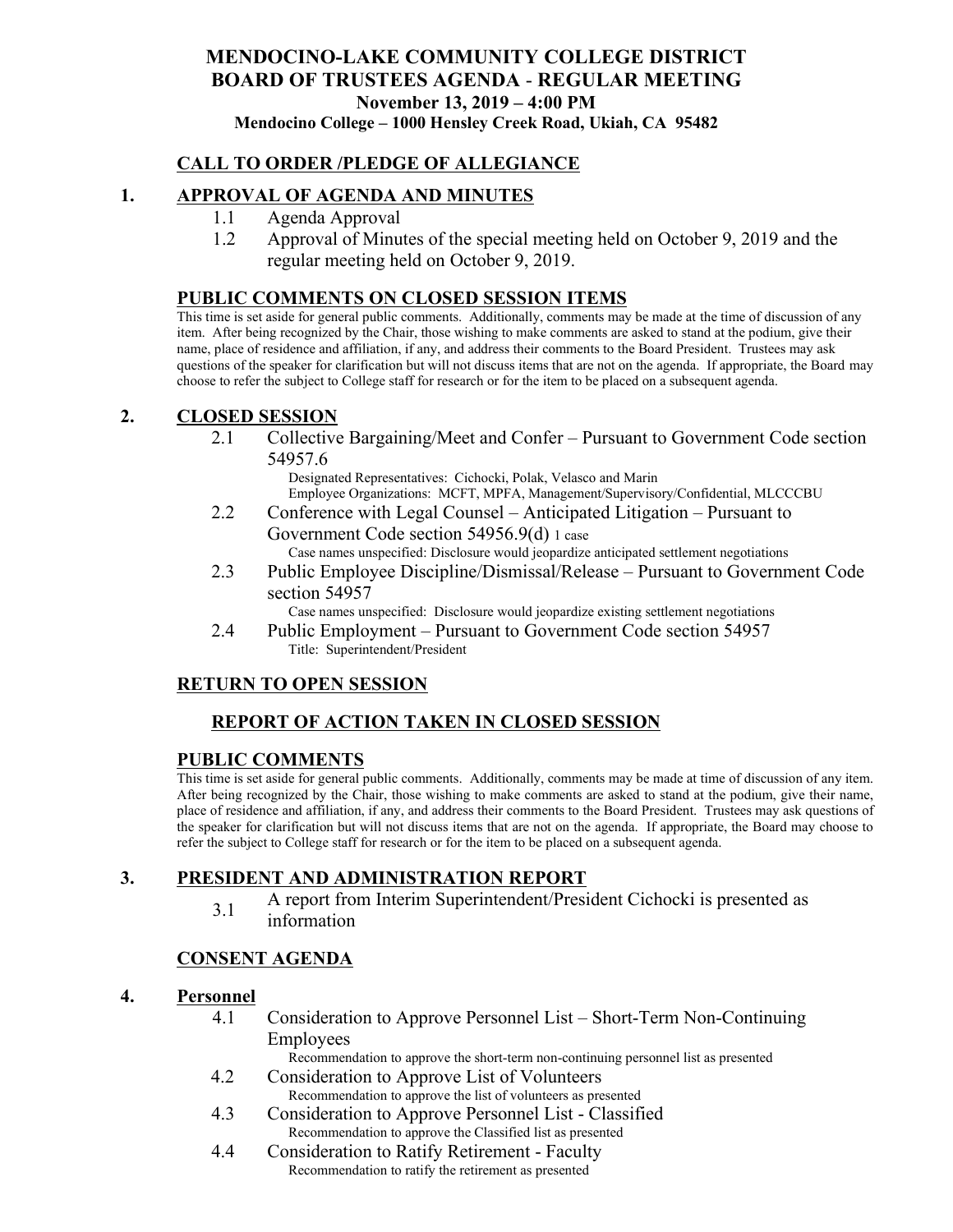# MENDOCINO-LAKE COMMUNITY COLLEGE DISTRICT
# BOARD OF TRUSTEES AGENDA - REGULAR MEETING

**November 13, 2019 – 4:00 PM**

**Mendocino College – 1000 Hensley Creek Road, Ukiah, CA 95482**

## CALL TO ORDER /PLEDGE OF ALLEGIANCE

## 1. APPROVAL OF AGENDA AND MINUTES

- 1.1 Agenda Approval
- 1.2 Approval of Minutes of the special meeting held on October 9, 2019 and the regular meeting held on October 9, 2019.

## PUBLIC COMMENTS ON CLOSED SESSION ITEMS

This time is set aside for general public comments. Additionally, comments may be made at the time of discussion of any item. After being recognized by the Chair, those wishing to make comments are asked to stand at the podium, give their name, place of residence and affiliation, if any, and address their comments to the Board President. Trustees may ask questions of the speaker for clarification but will not discuss items that are not on the agenda. If appropriate, the Board may choose to refer the subject to College staff for research or for the item to be placed on a subsequent agenda.

## 2. CLOSED SESSION

- 2.1 Collective Bargaining/Meet and Confer – Pursuant to Government Code section 54957.6
  Designated Representatives: Cichocki, Polak, Velasco and Marin
  Employee Organizations: MCFT, MPFA, Management/Supervisory/Confidential, MLCCCBU
- 2.2 Conference with Legal Counsel – Anticipated Litigation – Pursuant to Government Code section 54956.9(d) 1 case
  Case names unspecified: Disclosure would jeopardize anticipated settlement negotiations
- 2.3 Public Employee Discipline/Dismissal/Release – Pursuant to Government Code section 54957
  Case names unspecified: Disclosure would jeopardize existing settlement negotiations
- 2.4 Public Employment – Pursuant to Government Code section 54957
  Title: Superintendent/President

## RETURN TO OPEN SESSION

## REPORT OF ACTION TAKEN IN CLOSED SESSION

## PUBLIC COMMENTS

This time is set aside for general public comments. Additionally, comments may be made at time of discussion of any item. After being recognized by the Chair, those wishing to make comments are asked to stand at the podium, give their name, place of residence and affiliation, if any, and address their comments to the Board President. Trustees may ask questions of the speaker for clarification but will not discuss items that are not on the agenda. If appropriate, the Board may choose to refer the subject to College staff for research or for the item to be placed on a subsequent agenda.

## 3. PRESIDENT AND ADMINISTRATION REPORT

- 3.1 A report from Interim Superintendent/President Cichocki is presented as information

## CONSENT AGENDA

## 4. Personnel

- 4.1 Consideration to Approve Personnel List – Short-Term Non-Continuing Employees
  Recommendation to approve the short-term non-continuing personnel list as presented
- 4.2 Consideration to Approve List of Volunteers
  Recommendation to approve the list of volunteers as presented
- 4.3 Consideration to Approve Personnel List - Classified
  Recommendation to approve the Classified list as presented
- 4.4 Consideration to Ratify Retirement - Faculty
  Recommendation to ratify the retirement as presented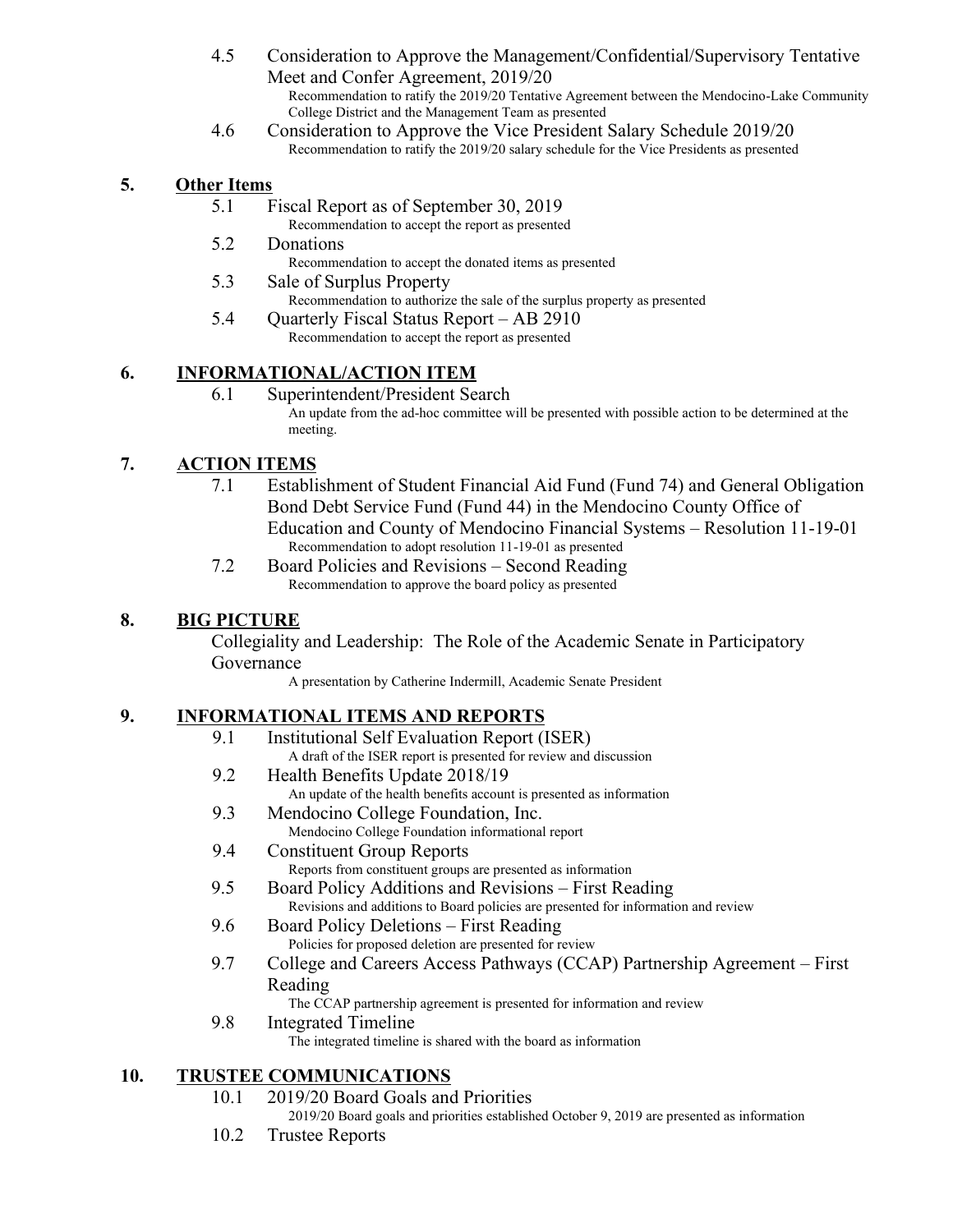4.5 Consideration to Approve the Management/Confidential/Supervisory Tentative Meet and Confer Agreement, 2019/20

Recommendation to ratify the 2019/20 Tentative Agreement between the Mendocino-Lake Community College District and the Management Team as presented

4.6 Consideration to Approve the Vice President Salary Schedule 2019/20

Recommendation to ratify the 2019/20 salary schedule for the Vice Presidents as presented

## 5. Other Items

5.1 Fiscal Report as of September 30, 2019

Recommendation to accept the report as presented

5.2 Donations

Recommendation to accept the donated items as presented

5.3 Sale of Surplus Property

Recommendation to authorize the sale of the surplus property as presented

5.4 Quarterly Fiscal Status Report – AB 2910

Recommendation to accept the report as presented

## 6. INFORMATIONAL/ACTION ITEM

6.1 Superintendent/President Search

An update from the ad-hoc committee will be presented with possible action to be determined at the meeting.

## 7. ACTION ITEMS

7.1 Establishment of Student Financial Aid Fund (Fund 74) and General Obligation Bond Debt Service Fund (Fund 44) in the Mendocino County Office of Education and County of Mendocino Financial Systems – Resolution 11-19-01

Recommendation to adopt resolution 11-19-01 as presented

7.2 Board Policies and Revisions – Second Reading

Recommendation to approve the board policy as presented

## 8. BIG PICTURE

Collegiality and Leadership: The Role of the Academic Senate in Participatory Governance

A presentation by Catherine Indermill, Academic Senate President

## 9. INFORMATIONAL ITEMS AND REPORTS

9.1 Institutional Self Evaluation Report (ISER)

A draft of the ISER report is presented for review and discussion

9.2 Health Benefits Update 2018/19

An update of the health benefits account is presented as information

9.3 Mendocino College Foundation, Inc.

Mendocino College Foundation informational report

9.4 Constituent Group Reports

Reports from constituent groups are presented as information

9.5 Board Policy Additions and Revisions – First Reading

Revisions and additions to Board policies are presented for information and review

9.6 Board Policy Deletions – First Reading

Policies for proposed deletion are presented for review

9.7 College and Careers Access Pathways (CCAP) Partnership Agreement – First Reading

The CCAP partnership agreement is presented for information and review

9.8 Integrated Timeline

The integrated timeline is shared with the board as information

## 10. TRUSTEE COMMUNICATIONS

10.1 2019/20 Board Goals and Priorities

2019/20 Board goals and priorities established October 9, 2019 are presented as information

10.2 Trustee Reports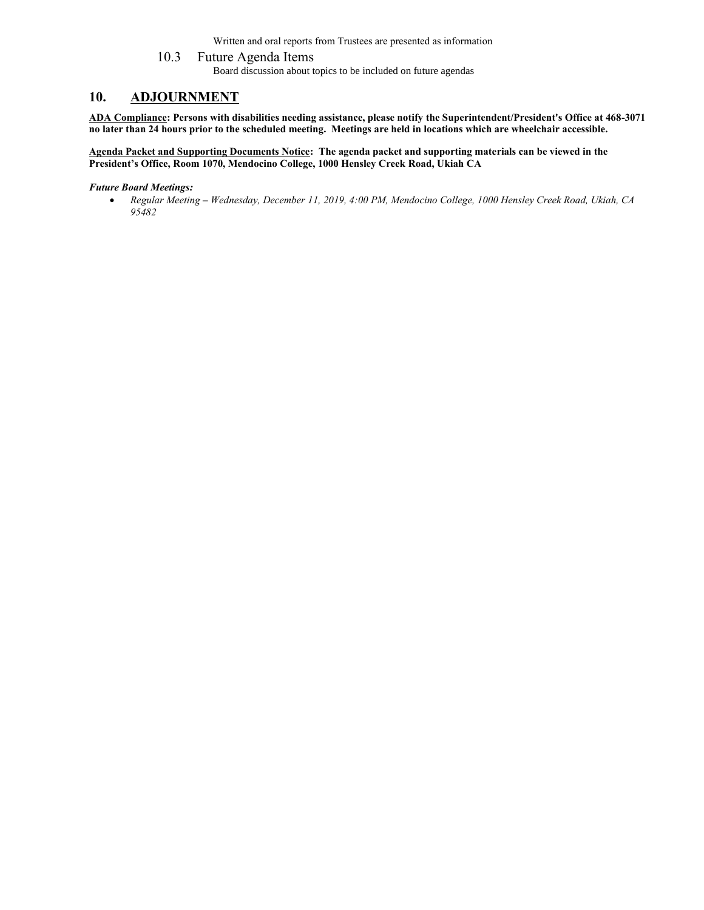Written and oral reports from Trustees are presented as information

10.3 Future Agenda Items

Board discussion about topics to be included on future agendas

## 10. ADJOURNMENT

**ADA Compliance: Persons with disabilities needing assistance, please notify the Superintendent/President's Office at 468-3071 no later than 24 hours prior to the scheduled meeting. Meetings are held in locations which are wheelchair accessible.**

**Agenda Packet and Supporting Documents Notice: The agenda packet and supporting materials can be viewed in the President's Office, Room 1070, Mendocino College, 1000 Hensley Creek Road, Ukiah CA**

***Future Board Meetings:***

- *Regular Meeting – Wednesday, December 11, 2019, 4:00 PM, Mendocino College, 1000 Hensley Creek Road, Ukiah, CA 95482*